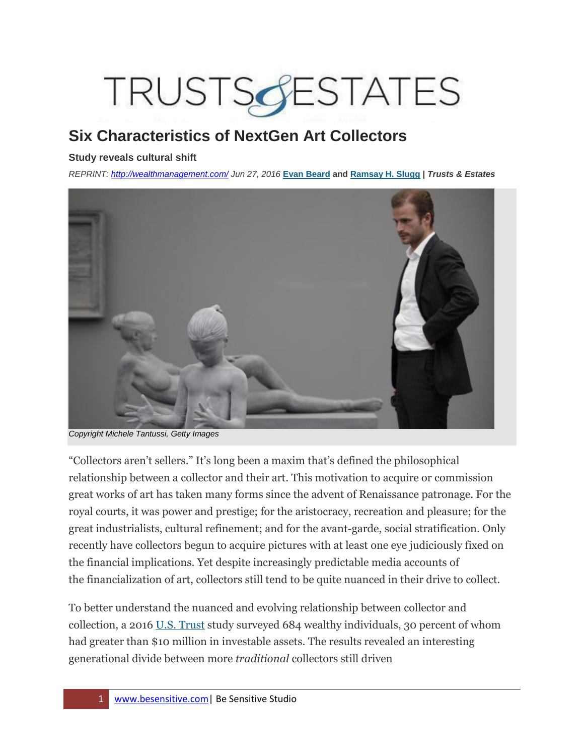# TRUSTS & ESTATES

## Six Characteristics of NextGen Art Collectors

**Study reveals cultural shift**

*REPRINT: http://wealthmanagement.com/ Jun 27, 2016* **Evan Beard** and **Ramsay H. Slugg** | ***Trusts & Estates***

*Copyright Michele Tantussi, Getty Images*

"Collectors aren't sellers." It's long been a maxim that's defined the philosophical relationship between a collector and their art. This motivation to acquire or commission great works of art has taken many forms since the advent of Renaissance patronage. For the royal courts, it was power and prestige; for the aristocracy, recreation and pleasure; for the great industrialists, cultural refinement; and for the avant-garde, social stratification. Only recently have collectors begun to acquire pictures with at least one eye judiciously fixed on the financial implications. Yet despite increasingly predictable media accounts of the financialization of art, collectors still tend to be quite nuanced in their drive to collect.

To better understand the nuanced and evolving relationship between collector and collection, a 2016 U.S. Trust study surveyed 684 wealthy individuals, 30 percent of whom had greater than $10 million in investable assets. The results revealed an interesting generational divide between more *traditional* collectors still driven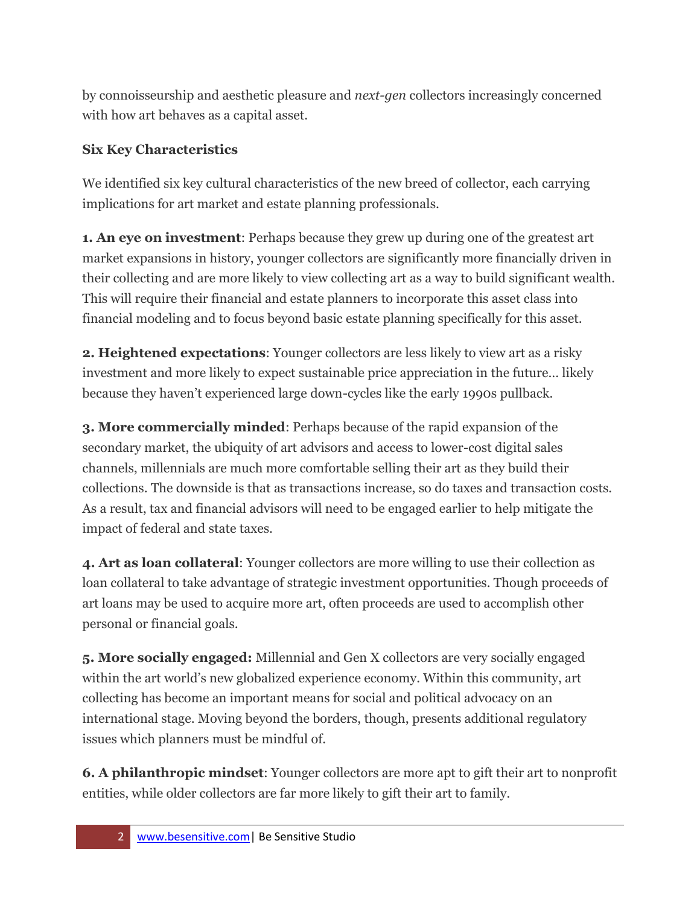by connoisseurship and aesthetic pleasure and *next-gen* collectors increasingly concerned with how art behaves as a capital asset.

**Six Key Characteristics**

We identified six key cultural characteristics of the new breed of collector, each carrying implications for art market and estate planning professionals.

**1. An eye on investment**: Perhaps because they grew up during one of the greatest art market expansions in history, younger collectors are significantly more financially driven in their collecting and are more likely to view collecting art as a way to build significant wealth. This will require their financial and estate planners to incorporate this asset class into financial modeling and to focus beyond basic estate planning specifically for this asset.

**2. Heightened expectations**: Younger collectors are less likely to view art as a risky investment and more likely to expect sustainable price appreciation in the future… likely because they haven't experienced large down-cycles like the early 1990s pullback.

**3. More commercially minded**: Perhaps because of the rapid expansion of the secondary market, the ubiquity of art advisors and access to lower-cost digital sales channels, millennials are much more comfortable selling their art as they build their collections. The downside is that as transactions increase, so do taxes and transaction costs. As a result, tax and financial advisors will need to be engaged earlier to help mitigate the impact of federal and state taxes.

**4. Art as loan collateral**: Younger collectors are more willing to use their collection as loan collateral to take advantage of strategic investment opportunities. Though proceeds of art loans may be used to acquire more art, often proceeds are used to accomplish other personal or financial goals.

**5. More socially engaged:** Millennial and Gen X collectors are very socially engaged within the art world's new globalized experience economy. Within this community, art collecting has become an important means for social and political advocacy on an international stage. Moving beyond the borders, though, presents additional regulatory issues which planners must be mindful of.

**6. A philanthropic mindset**: Younger collectors are more apt to gift their art to nonprofit entities, while older collectors are far more likely to gift their art to family.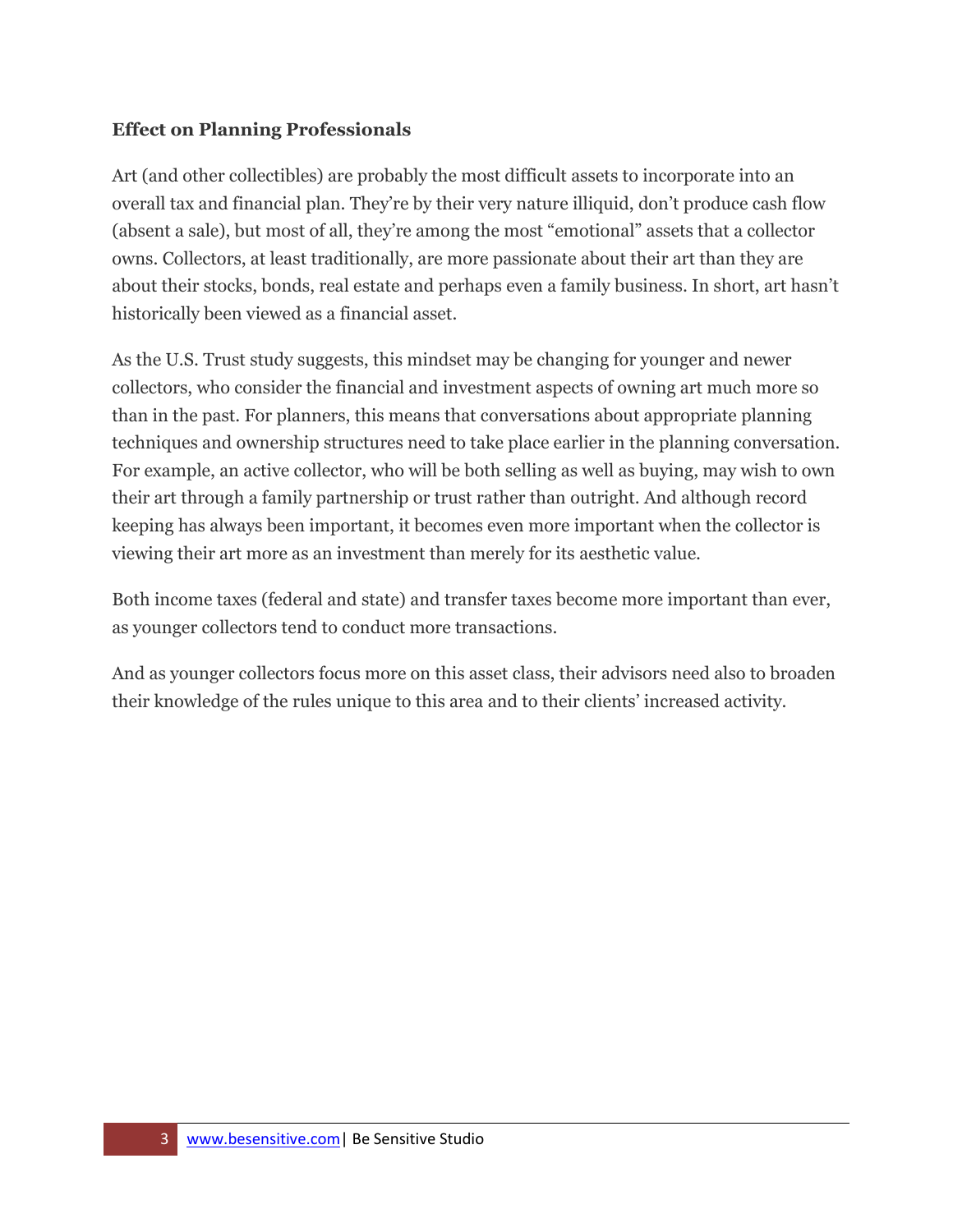**Effect on Planning Professionals**

Art (and other collectibles) are probably the most difficult assets to incorporate into an overall tax and financial plan. They're by their very nature illiquid, don't produce cash flow (absent a sale), but most of all, they're among the most "emotional" assets that a collector owns. Collectors, at least traditionally, are more passionate about their art than they are about their stocks, bonds, real estate and perhaps even a family business. In short, art hasn't historically been viewed as a financial asset.

As the U.S. Trust study suggests, this mindset may be changing for younger and newer collectors, who consider the financial and investment aspects of owning art much more so than in the past. For planners, this means that conversations about appropriate planning techniques and ownership structures need to take place earlier in the planning conversation. For example, an active collector, who will be both selling as well as buying, may wish to own their art through a family partnership or trust rather than outright. And although record keeping has always been important, it becomes even more important when the collector is viewing their art more as an investment than merely for its aesthetic value.

Both income taxes (federal and state) and transfer taxes become more important than ever, as younger collectors tend to conduct more transactions.

And as younger collectors focus more on this asset class, their advisors need also to broaden their knowledge of the rules unique to this area and to their clients' increased activity.